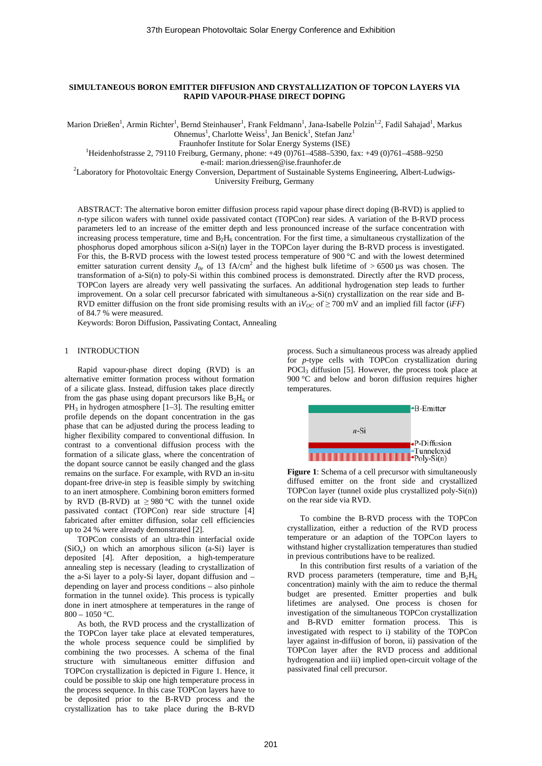# SIMULTANEOUS BORON EMITTER DIFFUSION AND CRYSTALLIZATION OF TOPCON LAYERS VIA RAPID VAPOUR-PHASE DIRECT DOPING

Marion Drießen[1], Armin Richter[1], Bernd Steinhauser[1], Frank Feldmann[1], Jana-Isabelle Polzin[1,2], Fadil Sahajad[1], Markus Ohnemus[1], Charlotte Weiss[1], Jan Benick[1], Stefan Janz[1]

Fraunhofer Institute for Solar Energy Systems (ISE)

[1]Heidenhofstrasse 2, 79110 Freiburg, Germany, phone: +49 (0)761–4588–5390, fax: +49 (0)761–4588–9250

e-mail: marion.driessen@ise.fraunhofer.de

[2]Laboratory for Photovoltaic Energy Conversion, Department of Sustainable Systems Engineering, Albert-Ludwigs-University Freiburg, Germany

ABSTRACT: The alternative boron emitter diffusion process rapid vapour phase direct doping (B-RVD) is applied to *n*-type silicon wafers with tunnel oxide passivated contact (TOPCon) rear sides. A variation of the B-RVD process parameters led to an increase of the emitter depth and less pronounced increase of the surface concentration with increasing process temperature, time and $B_2H_6$ concentration. For the first time, a simultaneous crystallization of the phosphorus doped amorphous silicon a-Si(n) layer in the TOPCon layer during the B-RVD process is investigated. For this, the B-RVD process with the lowest tested process temperature of 900 °C and with the lowest determined emitter saturation current density $J_{0e}$ of 13 fA/cm$^2$ and the highest bulk lifetime of > 6500 µs was chosen. The transformation of a-Si(n) to poly-Si within this combined process is demonstrated. Directly after the RVD process, TOPCon layers are already very well passivating the surfaces. An additional hydrogenation step leads to further improvement. On a solar cell precursor fabricated with simultaneous a-Si(n) crystallization on the rear side and B-RVD emitter diffusion on the front side promising results with an i$V_{OC}$ of ≥ 700 mV and an implied fill factor (i*FF*) of 84.7 % were measured.

Keywords: Boron Diffusion, Passivating Contact, Annealing

## 1 INTRODUCTION

Rapid vapour-phase direct doping (RVD) is an alternative emitter formation process without formation of a silicate glass. Instead, diffusion takes place directly from the gas phase using dopant precursors like $B_2H_6$ or $PH_3$ in hydrogen atmosphere [1–3]. The resulting emitter profile depends on the dopant concentration in the gas phase that can be adjusted during the process leading to higher flexibility compared to conventional diffusion. In contrast to a conventional diffusion process with the formation of a silicate glass, where the concentration of the dopant source cannot be easily changed and the glass remains on the surface. For example, with RVD an in-situ dopant-free drive-in step is feasible simply by switching to an inert atmosphere. Combining boron emitters formed by RVD (B-RVD) at ≥ 980 °C with the tunnel oxide passivated contact (TOPCon) rear side structure [4] fabricated after emitter diffusion, solar cell efficiencies up to 24 % were already demonstrated [2].

TOPCon consists of an ultra-thin interfacial oxide ($SiO_x$) on which an amorphous silicon (a-Si) layer is deposited [4]. After deposition, a high-temperature annealing step is necessary (leading to crystallization of the a-Si layer to a poly-Si layer, dopant diffusion and – depending on layer and process conditions – also pinhole formation in the tunnel oxide). This process is typically done in inert atmosphere at temperatures in the range of 800 – 1050 °C.

As both, the RVD process and the crystallization of the TOPCon layer take place at elevated temperatures, the whole process sequence could be simplified by combining the two processes. A schema of the final structure with simultaneous emitter diffusion and TOPCon crystallization is depicted in Figure 1. Hence, it could be possible to skip one high temperature process in the process sequence. In this case TOPCon layers have to be deposited prior to the B-RVD process and the crystallization has to take place during the B-RVD process. Such a simultaneous process was already applied for *p*-type cells with TOPCon crystallization during $POCl_3$ diffusion [5]. However, the process took place at 900 °C and below and boron diffusion requires higher temperatures.

B-Emitter
*n*-Si
P-Diffusion
Tunneloxid
Poly-Si(n)

**Figure 1**: Schema of a cell precursor with simultaneously diffused emitter on the front side and crystallized TOPCon layer (tunnel oxide plus crystallized poly-Si(n)) on the rear side via RVD.

To combine the B-RVD process with the TOPCon crystallization, either a reduction of the RVD process temperature or an adaption of the TOPCon layers to withstand higher crystallization temperatures than studied in previous contributions have to be realized.

In this contribution first results of a variation of the RVD process parameters (temperature, time and $B_2H_6$ concentration) mainly with the aim to reduce the thermal budget are presented. Emitter properties and bulk lifetimes are analysed. One process is chosen for investigation of the simultaneous TOPCon crystallization and B-RVD emitter formation process. This is investigated with respect to i) stability of the TOPCon layer against in-diffusion of boron, ii) passivation of the TOPCon layer after the RVD process and additional hydrogenation and iii) implied open-circuit voltage of the passivated final cell precursor.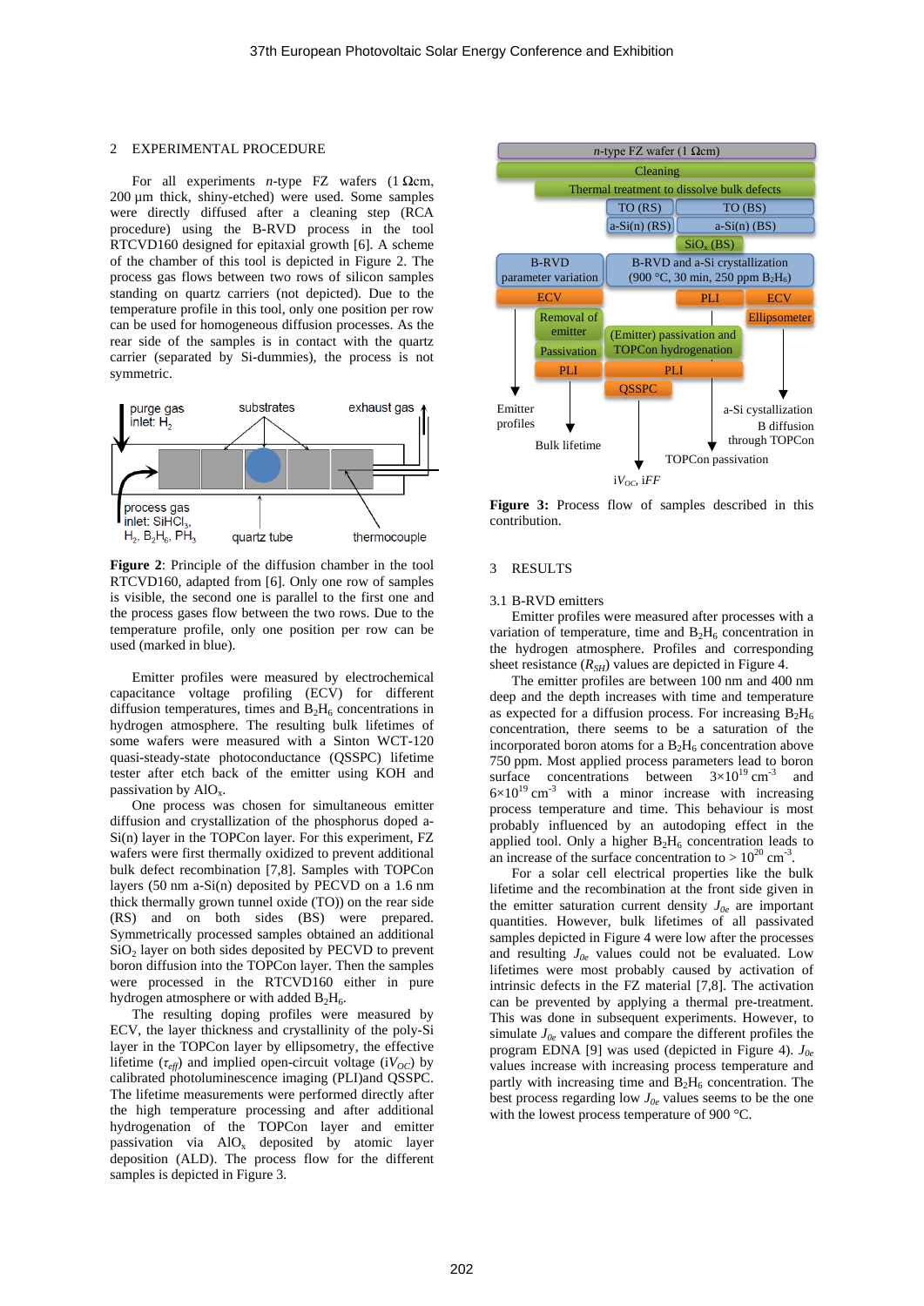## 2 EXPERIMENTAL PROCEDURE

For all experiments *n*-type FZ wafers (1 Ωcm, 200 µm thick, shiny-etched) were used. Some samples were directly diffused after a cleaning step (RCA procedure) using the B-RVD process in the tool RTCVD160 designed for epitaxial growth [6]. A scheme of the chamber of this tool is depicted in Figure 2. The process gas flows between two rows of silicon samples standing on quartz carriers (not depicted). Due to the temperature profile in this tool, only one position per row can be used for homogeneous diffusion processes. As the rear side of the samples is in contact with the quartz carrier (separated by Si-dummies), the process is not symmetric.

**Figure 2**: Principle of the diffusion chamber in the tool RTCVD160, adapted from [6]. Only one row of samples is visible, the second one is parallel to the first one and the process gases flow between the two rows. Due to the temperature profile, only one position per row can be used (marked in blue).

Emitter profiles were measured by electrochemical capacitance voltage profiling (ECV) for different diffusion temperatures, times and $B_2H_6$ concentrations in hydrogen atmosphere. The resulting bulk lifetimes of some wafers were measured with a Sinton WCT-120 quasi-steady-state photoconductance (QSSPC) lifetime tester after etch back of the emitter using KOH and passivation by $AlO_x$.

One process was chosen for simultaneous emitter diffusion and crystallization of the phosphorus doped a-Si(n) layer in the TOPCon layer. For this experiment, FZ wafers were first thermally oxidized to prevent additional bulk defect recombination [7,8]. Samples with TOPCon layers (50 nm a-Si(n) deposited by PECVD on a 1.6 nm thick thermally grown tunnel oxide (TO)) on the rear side (RS) and on both sides (BS) were prepared. Symmetrically processed samples obtained an additional $SiO_2$ layer on both sides deposited by PECVD to prevent boron diffusion into the TOPCon layer. Then the samples were processed in the RTCVD160 either in pure hydrogen atmosphere or with added $B_2H_6$.

The resulting doping profiles were measured by ECV, the layer thickness and crystallinity of the poly-Si layer in the TOPCon layer by ellipsometry, the effective lifetime ($\tau_{eff}$) and implied open-circuit voltage ($iV_{OC}$) by calibrated photoluminescence imaging (PLI)and QSSPC. The lifetime measurements were performed directly after the high temperature processing and after additional hydrogenation of the TOPCon layer and emitter passivation via $AlO_x$ deposited by atomic layer deposition (ALD). The process flow for the different samples is depicted in Figure 3.

**Figure 3:** Process flow of samples described in this contribution.

## 3 RESULTS

### 3.1 B-RVD emitters

Emitter profiles were measured after processes with a variation of temperature, time and $B_2H_6$ concentration in the hydrogen atmosphere. Profiles and corresponding sheet resistance ($R_{SH}$) values are depicted in Figure 4.

The emitter profiles are between 100 nm and 400 nm deep and the depth increases with time and temperature as expected for a diffusion process. For increasing $B_2H_6$ concentration, there seems to be a saturation of the incorporated boron atoms for a $B_2H_6$ concentration above 750 ppm. Most applied process parameters lead to boron surface concentrations between $3\times10^{19}$ cm$^{-3}$ and $6\times10^{19}$ cm$^{-3}$ with a minor increase with increasing process temperature and time. This behaviour is most probably influenced by an autodoping effect in the applied tool. Only a higher $B_2H_6$ concentration leads to an increase of the surface concentration to > $10^{20}$ cm$^{-3}$.

For a solar cell electrical properties like the bulk lifetime and the recombination at the front side given in the emitter saturation current density $J_{0e}$ are important quantities. However, bulk lifetimes of all passivated samples depicted in Figure 4 were low after the processes and resulting $J_{0e}$ values could not be evaluated. Low lifetimes were most probably caused by activation of intrinsic defects in the FZ material [7,8]. The activation can be prevented by applying a thermal pre-treatment. This was done in subsequent experiments. However, to simulate $J_{0e}$ values and compare the different profiles the program EDNA [9] was used (depicted in Figure 4). $J_{0e}$ values increase with increasing process temperature and partly with increasing time and $B_2H_6$ concentration. The best process regarding low $J_{0e}$ values seems to be the one with the lowest process temperature of 900 °C.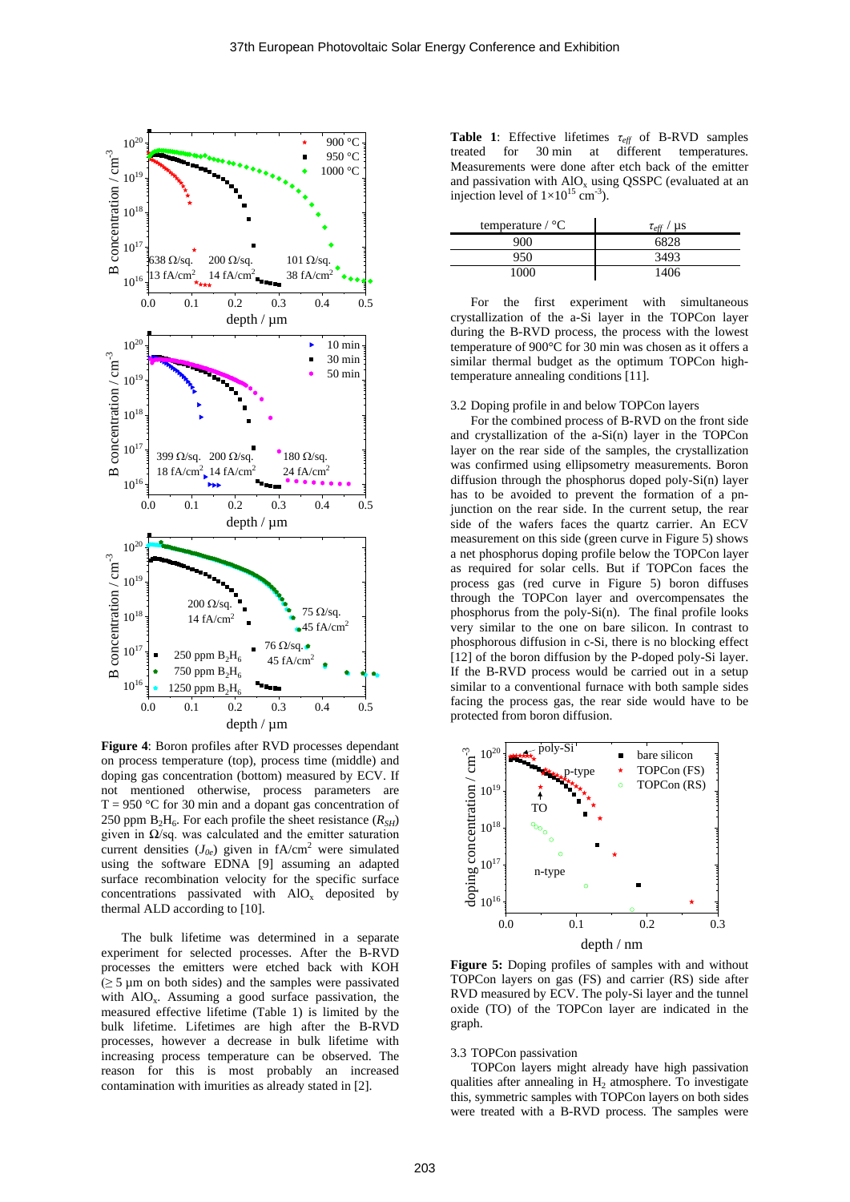**Figure 4**: Boron profiles after RVD processes dependant on process temperature (top), process time (middle) and doping gas concentration (bottom) measured by ECV. If not mentioned otherwise, process parameters are T = 950 °C for 30 min and a dopant gas concentration of 250 ppm $B_2H_6$. For each profile the sheet resistance ($R_{SH}$) given in Ω/sq. was calculated and the emitter saturation current densities ($J_{0e}$) given in fA/cm² were simulated using the software EDNA [9] assuming an adapted surface recombination velocity for the specific surface concentrations passivated with $AlO_x$ deposited by thermal ALD according to [10].

The bulk lifetime was determined in a separate experiment for selected processes. After the B-RVD processes the emitters were etched back with KOH (≥ 5 µm on both sides) and the samples were passivated with $AlO_x$. Assuming a good surface passivation, the measured effective lifetime (Table 1) is limited by the bulk lifetime. Lifetimes are high after the B-RVD processes, however a decrease in bulk lifetime with increasing process temperature can be observed. The reason for this is most probably an increased contamination with imurities as already stated in [2].

**Table 1**: Effective lifetimes $\tau_{eff}$ of B-RVD samples treated for 30 min at different temperatures. Measurements were done after etch back of the emitter and passivation with $AlO_x$ using QSSPC (evaluated at an injection level of $1 \times 10^{15}$ cm$^{-3}$).

| temperature / °C | $\tau_{eff}$ / µs |
|---|---|
| 900 | 6828 |
| 950 | 3493 |
| 1000 | 1406 |

For the first experiment with simultaneous crystallization of the a-Si layer in the TOPCon layer during the B-RVD process, the process with the lowest temperature of 900°C for 30 min was chosen as it offers a similar thermal budget as the optimum TOPCon high-temperature annealing conditions [11].

## 3.2 Doping profile in and below TOPCon layers

For the combined process of B-RVD on the front side and crystallization of the a-Si(n) layer in the TOPCon layer on the rear side of the samples, the crystallization was confirmed using ellipsometry measurements. Boron diffusion through the phosphorus doped poly-Si(n) layer has to be avoided to prevent the formation of a pn-junction on the rear side. In the current setup, the rear side of the wafers faces the quartz carrier. An ECV measurement on this side (green curve in Figure 5) shows a net phosphorus doping profile below the TOPCon layer as required for solar cells. But if TOPCon faces the process gas (red curve in Figure 5) boron diffuses through the TOPCon layer and overcompensates the phosphorus from the poly-Si(n). The final profile looks very similar to the one on bare silicon. In contrast to phosphorous diffusion in c-Si, there is no blocking effect [12] of the boron diffusion by the P-doped poly-Si layer. If the B-RVD process would be carried out in a setup similar to a conventional furnace with both sample sides facing the process gas, the rear side would have to be protected from boron diffusion.

**Figure 5:** Doping profiles of samples with and without TOPCon layers on gas (FS) and carrier (RS) side after RVD measured by ECV. The poly-Si layer and the tunnel oxide (TO) of the TOPCon layer are indicated in the graph.

## 3.3 TOPCon passivation

TOPCon layers might already have high passivation qualities after annealing in $H_2$ atmosphere. To investigate this, symmetric samples with TOPCon layers on both sides were treated with a B-RVD process. The samples were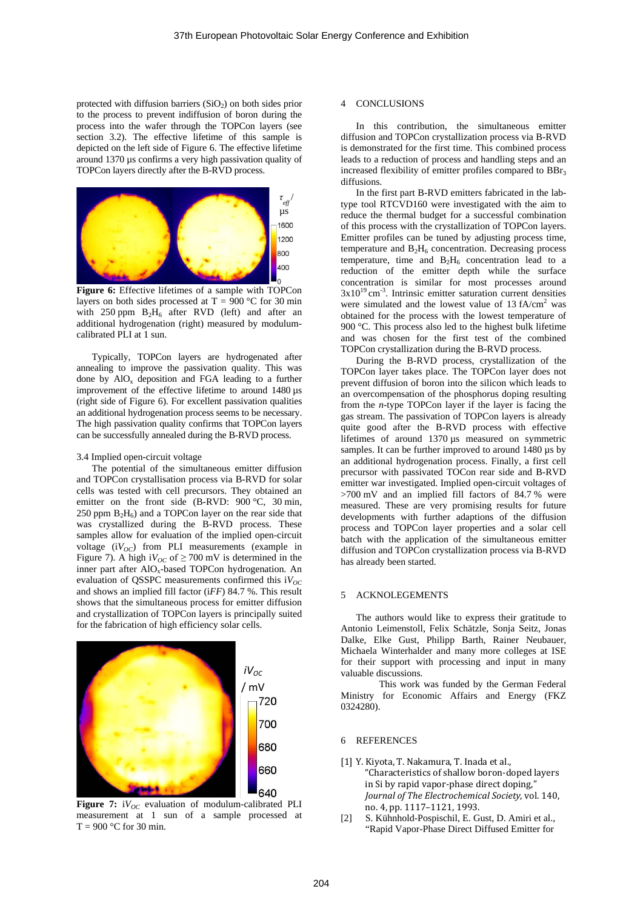protected with diffusion barriers ($SiO_2$) on both sides prior to the process to prevent indiffusion of boron during the process into the wafer through the TOPCon layers (see section 3.2). The effective lifetime of this sample is depicted on the left side of Figure 6. The effective lifetime around 1370 µs confirms a very high passivation quality of TOPCon layers directly after the B-RVD process.

**Figure 6:** Effective lifetimes of a sample with TOPCon layers on both sides processed at T = 900 °C for 30 min with 250 ppm $B_2H_6$ after RVD (left) and after an additional hydrogenation (right) measured by modulum-calibrated PLI at 1 sun.

Typically, TOPCon layers are hydrogenated after annealing to improve the passivation quality. This was done by $AlO_x$ deposition and FGA leading to a further improvement of the effective lifetime to around 1480 µs (right side of Figure 6). For excellent passivation qualities an additional hydrogenation process seems to be necessary. The high passivation quality confirms that TOPCon layers can be successfully annealed during the B-RVD process.

### 3.4 Implied open-circuit voltage

The potential of the simultaneous emitter diffusion and TOPCon crystallisation process via B-RVD for solar cells was tested with cell precursors. They obtained an emitter on the front side (B-RVD: 900 °C, 30 min, 250 ppm $B_2H_6$) and a TOPCon layer on the rear side that was crystallized during the B-RVD process. These samples allow for evaluation of the implied open-circuit voltage ($iV_{OC}$) from PLI measurements (example in Figure 7). A high $iV_{OC}$ of ≥ 700 mV is determined in the inner part after $AlO_x$-based TOPCon hydrogenation. An evaluation of QSSPC measurements confirmed this $iV_{OC}$ and shows an implied fill factor (*iFF*) 84.7 %. This result shows that the simultaneous process for emitter diffusion and crystallization of TOPCon layers is principally suited for the fabrication of high efficiency solar cells.

**Figure 7:** $iV_{OC}$ evaluation of modulum-calibrated PLI measurement at 1 sun of a sample processed at T = 900 °C for 30 min.

## 4 CONCLUSIONS

In this contribution, the simultaneous emitter diffusion and TOPCon crystallization process via B-RVD is demonstrated for the first time. This combined process leads to a reduction of process and handling steps and an increased flexibility of emitter profiles compared to $BBr_3$ diffusions.

In the first part B-RVD emitters fabricated in the lab-type tool RTCVD160 were investigated with the aim to reduce the thermal budget for a successful combination of this process with the crystallization of TOPCon layers. Emitter profiles can be tuned by adjusting process time, temperature and $B_2H_6$ concentration. Decreasing process temperature, time and $B_2H_6$ concentration lead to a reduction of the emitter depth while the surface concentration is similar for most processes around $3 \times 10^{19}$ cm$^{-3}$. Intrinsic emitter saturation current densities were simulated and the lowest value of 13 fA/cm$^2$ was obtained for the process with the lowest temperature of 900 °C. This process also led to the highest bulk lifetime and was chosen for the first test of the combined TOPCon crystallization during the B-RVD process.

During the B-RVD process, crystallization of the TOPCon layer takes place. The TOPCon layer does not prevent diffusion of boron into the silicon which leads to an overcompensation of the phosphorus doping resulting from the *n*-type TOPCon layer if the layer is facing the gas stream. The passivation of TOPCon layers is already quite good after the B-RVD process with effective lifetimes of around 1370 µs measured on symmetric samples. It can be further improved to around 1480 µs by an additional hydrogenation process. Finally, a first cell precursor with passivated TOCon rear side and B-RVD emitter war investigated. Implied open-circuit voltages of >700 mV and an implied fill factors of 84.7 % were measured. These are very promising results for future developments with further adaptions of the diffusion process and TOPCon layer properties and a solar cell batch with the application of the simultaneous emitter diffusion and TOPCon crystallization process via B-RVD has already been started.

## 5 ACKNOLEGEMENTS

The authors would like to express their gratitude to Antonio Leimenstoll, Felix Schätzle, Sonja Seitz, Jonas Dalke, Elke Gust, Philipp Barth, Rainer Neubauer, Michaela Winterhalder and many more colleges at ISE for their support with processing and input in many valuable discussions.

This work was funded by the German Federal Ministry for Economic Affairs and Energy (FKZ 0324280).

## 6 REFERENCES

[1] Y. Kiyota, T. Nakamura, T. Inada et al., "Characteristics of shallow boron-doped layers in Si by rapid vapor-phase direct doping," *Journal of The Electrochemical Society*, vol. 140, no. 4, pp. 1117–1121, 1993.

[2] S. Kühnhold-Pospischil, E. Gust, D. Amiri et al., "Rapid Vapor-Phase Direct Diffused Emitter for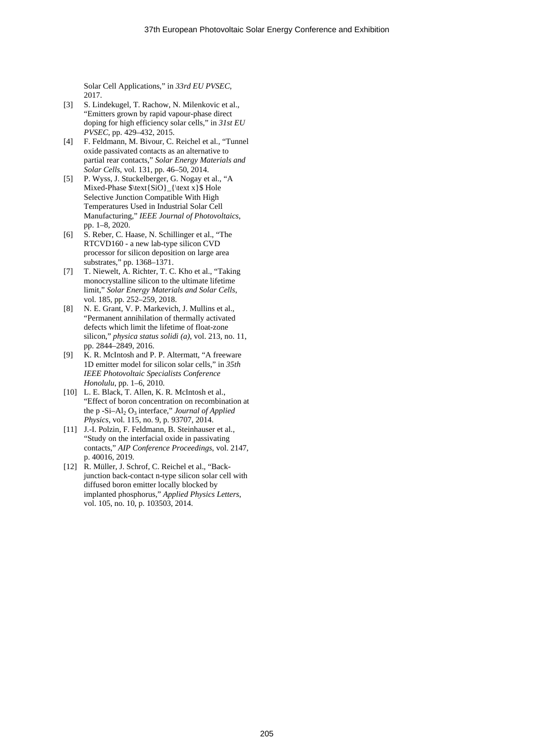Solar Cell Applications," in *33rd EU PVSEC*, 2017.

[3] S. Lindekugel, T. Rachow, N. Milenkovic et al., "Emitters grown by rapid vapour-phase direct doping for high efficiency solar cells," in *31st EU PVSEC*, pp. 429–432, 2015.

[4] F. Feldmann, M. Bivour, C. Reichel et al., "Tunnel oxide passivated contacts as an alternative to partial rear contacts," *Solar Energy Materials and Solar Cells*, vol. 131, pp. 46–50, 2014.

[5] P. Wyss, J. Stuckelberger, G. Nogay et al., "A Mixed-Phase $\text{SiO}_{\text x}$ Hole Selective Junction Compatible With High Temperatures Used in Industrial Solar Cell Manufacturing," *IEEE Journal of Photovoltaics*, pp. 1–8, 2020.

[6] S. Reber, C. Haase, N. Schillinger et al., "The RTCVD160 - a new lab-type silicon CVD processor for silicon deposition on large area substrates," pp. 1368–1371.

[7] T. Niewelt, A. Richter, T. C. Kho et al., "Taking monocrystalline silicon to the ultimate lifetime limit," *Solar Energy Materials and Solar Cells*, vol. 185, pp. 252–259, 2018.

[8] N. E. Grant, V. P. Markevich, J. Mullins et al., "Permanent annihilation of thermally activated defects which limit the lifetime of float-zone silicon," *physica status solidi (a)*, vol. 213, no. 11, pp. 2844–2849, 2016.

[9] K. R. McIntosh and P. P. Altermatt, "A freeware 1D emitter model for silicon solar cells," in *35th IEEE Photovoltaic Specialists Conference Honolulu*, pp. 1–6, 2010.

[10] L. E. Black, T. Allen, K. R. McIntosh et al., "Effect of boron concentration on recombination at the p -Si–$Al_2O_3$ interface," *Journal of Applied Physics*, vol. 115, no. 9, p. 93707, 2014.

[11] J.-I. Polzin, F. Feldmann, B. Steinhauser et al., "Study on the interfacial oxide in passivating contacts," *AIP Conference Proceedings*, vol. 2147, p. 40016, 2019.

[12] R. Müller, J. Schrof, C. Reichel et al., "Back-junction back-contact n-type silicon solar cell with diffused boron emitter locally blocked by implanted phosphorus," *Applied Physics Letters*, vol. 105, no. 10, p. 103503, 2014.